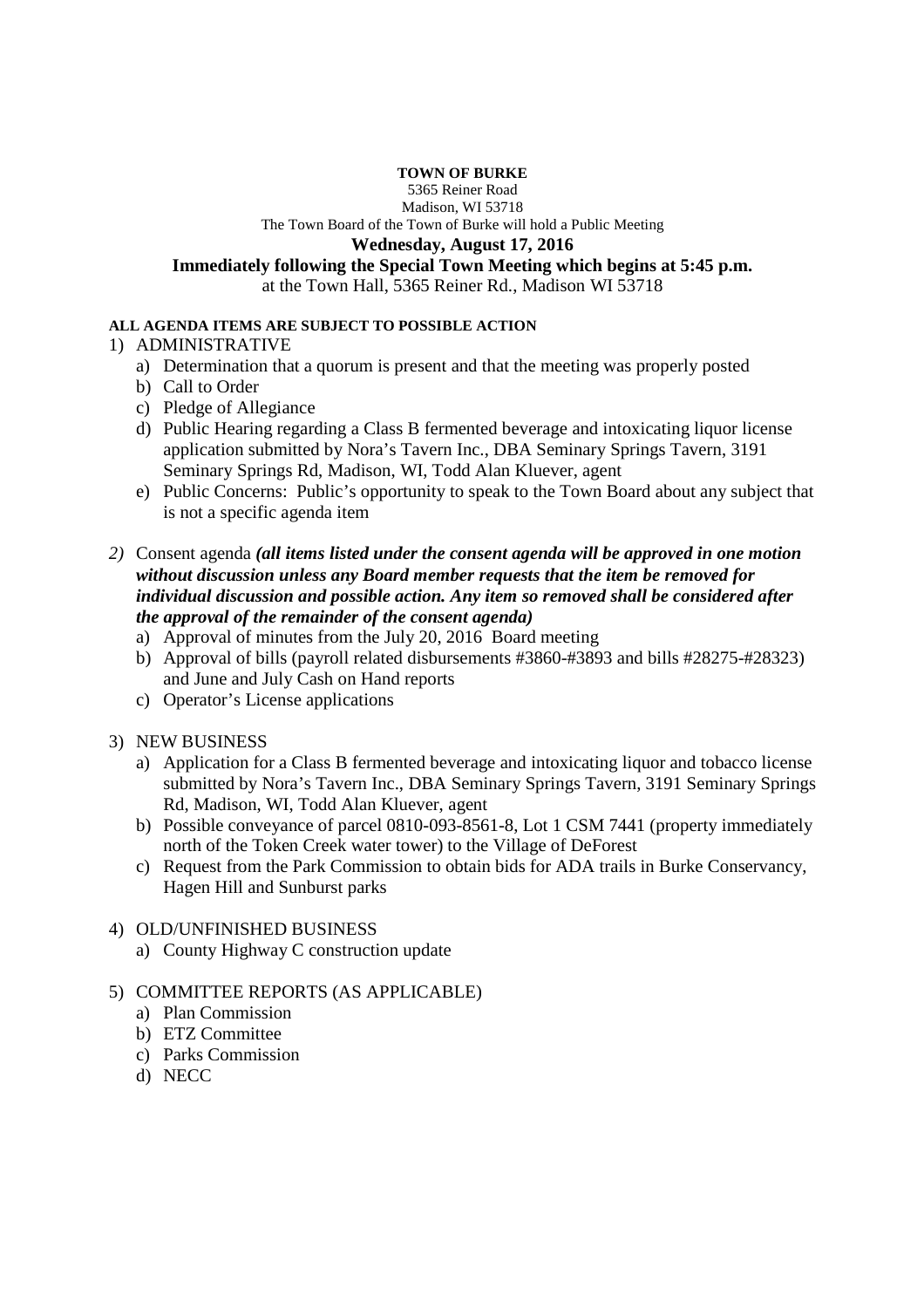**TOWN OF BURKE**

5365 Reiner Road

Madison, WI 53718

The Town Board of the Town of Burke will hold a Public Meeting

**Wednesday, August 17, 2016**

**Immediately following the Special Town Meeting which begins at 5:45 p.m.**

at the Town Hall, 5365 Reiner Rd., Madison WI 53718

**ALL AGENDA ITEMS ARE SUBJECT TO POSSIBLE ACTION**

1) ADMINISTRATIVE
   a) Determination that a quorum is present and that the meeting was properly posted
   b) Call to Order
   c) Pledge of Allegiance
   d) Public Hearing regarding a Class B fermented beverage and intoxicating liquor license application submitted by Nora's Tavern Inc., DBA Seminary Springs Tavern, 3191 Seminary Springs Rd, Madison, WI, Todd Alan Kluever, agent
   e) Public Concerns: Public's opportunity to speak to the Town Board about any subject that is not a specific agenda item

2) Consent agenda ***(all items listed under the consent agenda will be approved in one motion without discussion unless any Board member requests that the item be removed for individual discussion and possible action. Any item so removed shall be considered after the approval of the remainder of the consent agenda)***
   a) Approval of minutes from the July 20, 2016 Board meeting
   b) Approval of bills (payroll related disbursements #3860-#3893 and bills #28275-#28323) and June and July Cash on Hand reports
   c) Operator's License applications

3) NEW BUSINESS
   a) Application for a Class B fermented beverage and intoxicating liquor and tobacco license submitted by Nora's Tavern Inc., DBA Seminary Springs Tavern, 3191 Seminary Springs Rd, Madison, WI, Todd Alan Kluever, agent
   b) Possible conveyance of parcel 0810-093-8561-8, Lot 1 CSM 7441 (property immediately north of the Token Creek water tower) to the Village of DeForest
   c) Request from the Park Commission to obtain bids for ADA trails in Burke Conservancy, Hagen Hill and Sunburst parks

4) OLD/UNFINISHED BUSINESS
   a) County Highway C construction update

5) COMMITTEE REPORTS (AS APPLICABLE)
   a) Plan Commission
   b) ETZ Committee
   c) Parks Commission
   d) NECC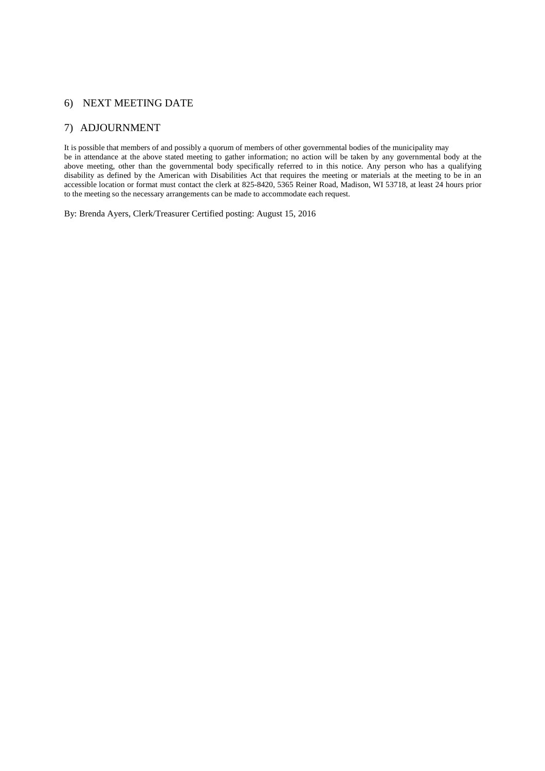## 6) NEXT MEETING DATE

## 7) ADJOURNMENT

It is possible that members of and possibly a quorum of members of other governmental bodies of the municipality may be in attendance at the above stated meeting to gather information; no action will be taken by any governmental body at the above meeting, other than the governmental body specifically referred to in this notice. Any person who has a qualifying disability as defined by the American with Disabilities Act that requires the meeting or materials at the meeting to be in an accessible location or format must contact the clerk at 825-8420, 5365 Reiner Road, Madison, WI 53718, at least 24 hours prior to the meeting so the necessary arrangements can be made to accommodate each request.

By: Brenda Ayers, Clerk/Treasurer Certified posting: August 15, 2016